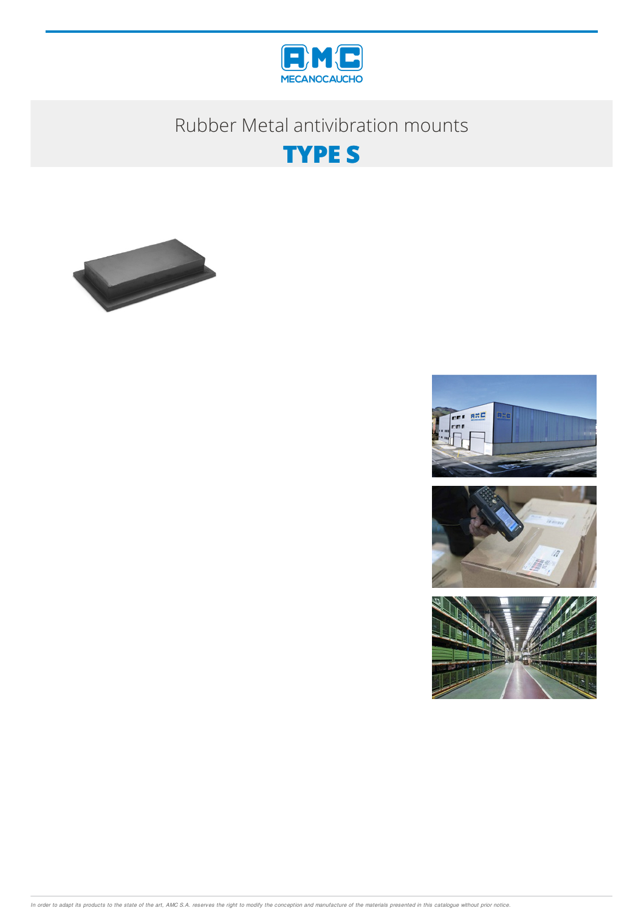# Rubber Metal antivibration mounts

## TYPE S

*In order to adapt its products to the state of the art, AMC S.A. reserves the right to modify the conception and manufacture of the materials presented in this catalogue without prior notice.*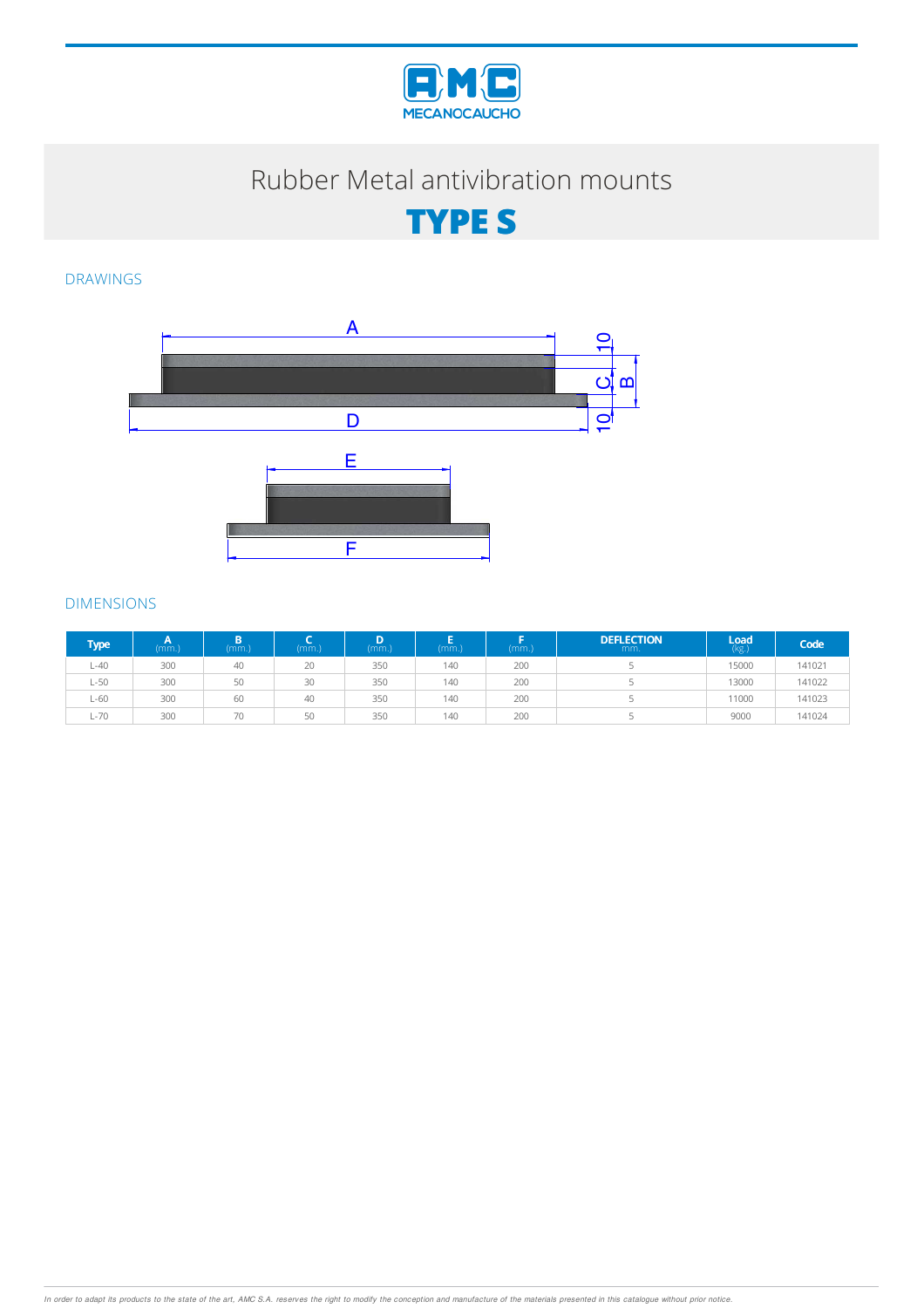# Rubber Metal antivibration mounts

## TYPE S

### DRAWINGS

### DIMENSIONS

| Type | A (mm.) | B (mm.) | C (mm.) | D (mm.) | E (mm.) | F (mm.) | DEFLECTION mm. | Load (kg.) | Code |
|---|---|---|---|---|---|---|---|---|---|
| L-40 | 300 | 40 | 20 | 350 | 140 | 200 | 5 | 15000 | 141021 |
| L-50 | 300 | 50 | 30 | 350 | 140 | 200 | 5 | 13000 | 141022 |
| L-60 | 300 | 60 | 40 | 350 | 140 | 200 | 5 | 11000 | 141023 |
| L-70 | 300 | 70 | 50 | 350 | 140 | 200 | 5 | 9000 | 141024 |

*In order to adapt its products to the state of the art, AMC S.A. reserves the right to modify the conception and manufacture of the materials presented in this catalogue without prior notice.*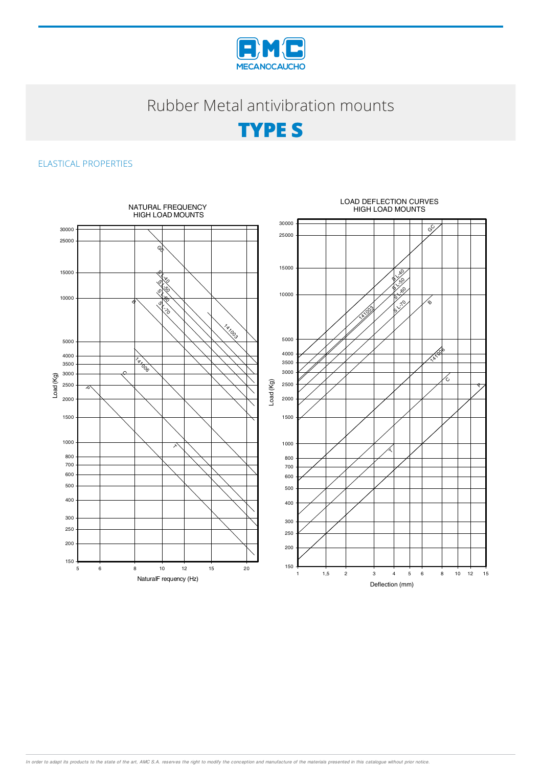# Rubber Metal antivibration mounts

## TYPE S

### ELASTICAL PROPERTIES

NATURAL FREQUENCY
HIGH LOAD MOUNTS

Load (Kg)

30000
25000
15000
10000
5000
4000
3500
3000
2500
2000
1500
1000
800
700
600
500
400
300
250
200
150

5
6
8
10
12
15
20

NaturalF requency (Hz)

GC
S L-40
S L-50
S L-60
S L-70
B
141003
141006
C
P
T

LOAD DEFLECTION CURVES
HIGH LOAD MOUNTS

Load (Kg)

30000
25000
15000
10000
5000
4000
3500
3000
2500
2000
1500
1000
800
700
600
500
400
300
250
200
150

1
1,5
2
3
4
5
6
8
10
12
15

Deflection (mm)

GC
S L-40
S L-50
S L-60
S L-70
141003
B
141006
C
P
T

*In order to adapt its products to the state of the art, AMC S.A. reserves the right to modify the conception and manufacture of the materials presented in this catalogue without prior notice.*